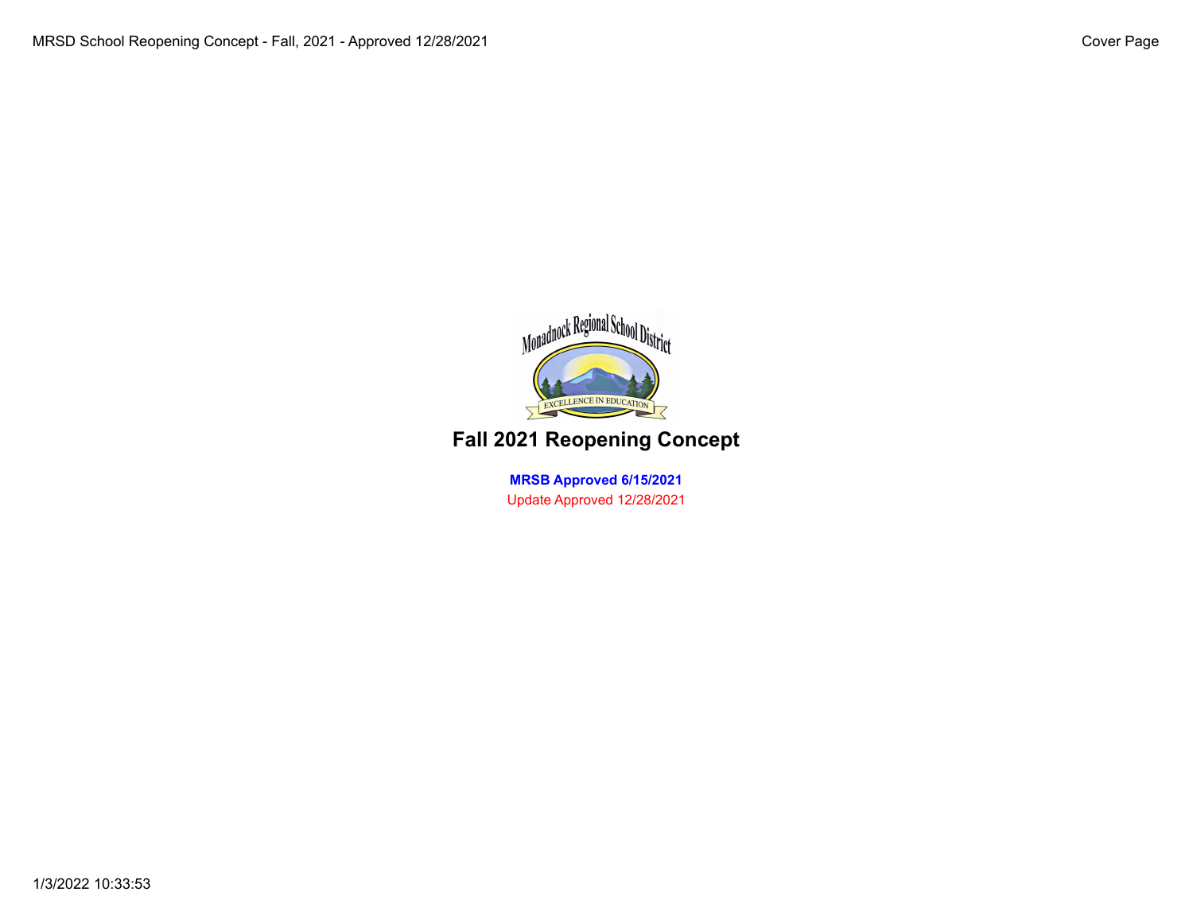# Fall 2021 Reopening Concept

**MRSB Approved 6/15/2021**

Update Approved 12/28/2021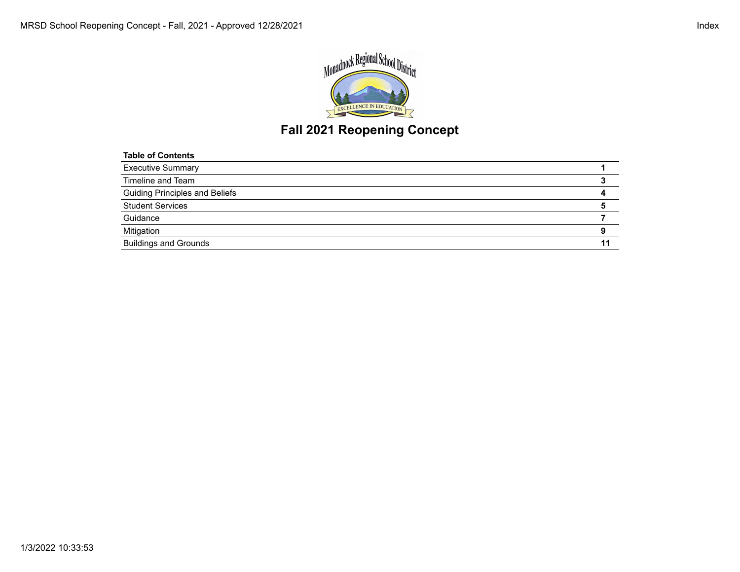# Fall 2021 Reopening Concept

| Table of Contents | |
| --- | --- |
| Executive Summary | **1** |
| Timeline and Team | **3** |
| Guiding Principles and Beliefs | **4** |
| Student Services | **5** |
| Guidance | **7** |
| Mitigation | **9** |
| Buildings and Grounds | **11** |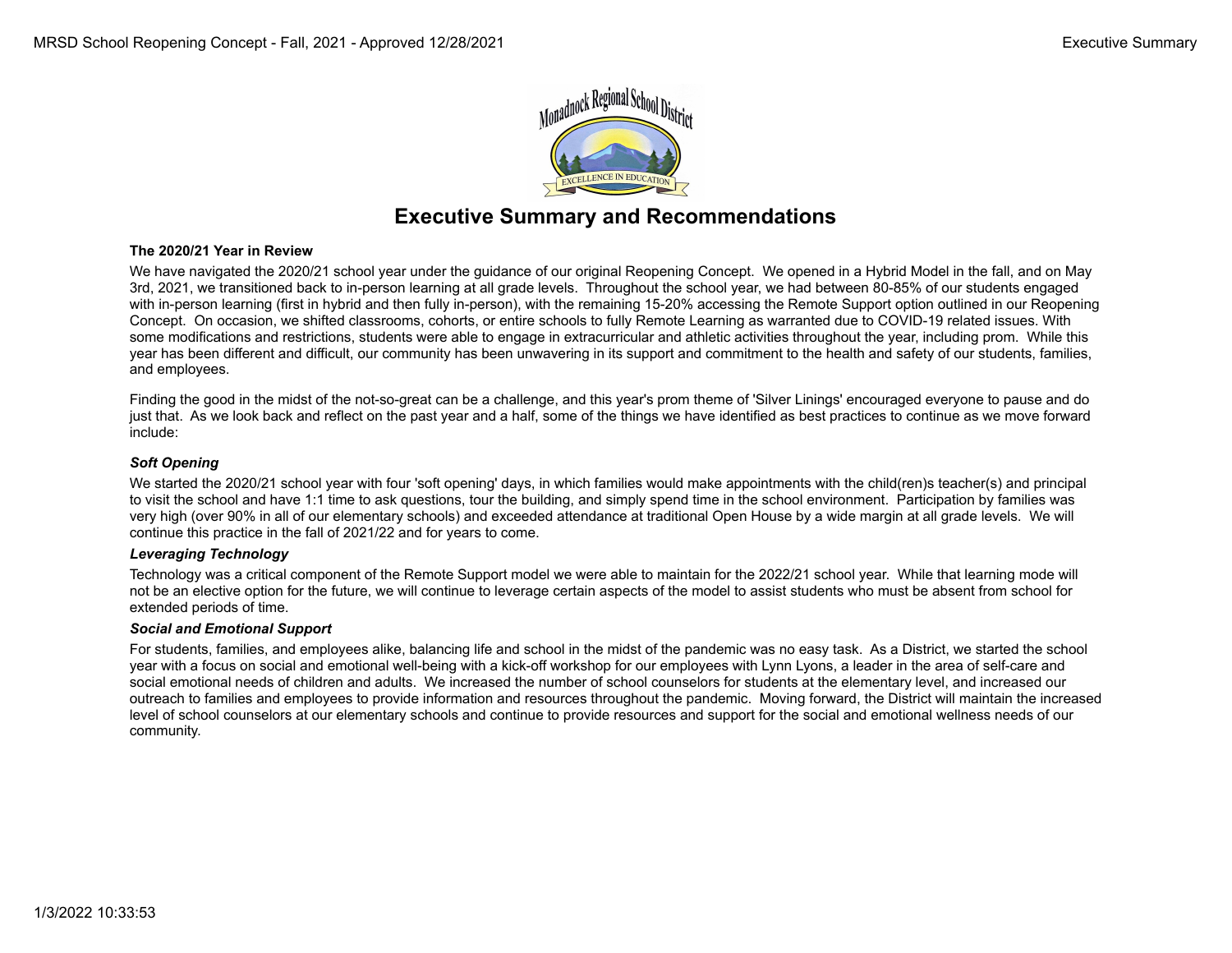# Executive Summary and Recommendations

**The 2020/21 Year in Review**

We have navigated the 2020/21 school year under the guidance of our original Reopening Concept. We opened in a Hybrid Model in the fall, and on May 3rd, 2021, we transitioned back to in-person learning at all grade levels. Throughout the school year, we had between 80-85% of our students engaged with in-person learning (first in hybrid and then fully in-person), with the remaining 15-20% accessing the Remote Support option outlined in our Reopening Concept. On occasion, we shifted classrooms, cohorts, or entire schools to fully Remote Learning as warranted due to COVID-19 related issues. With some modifications and restrictions, students were able to engage in extracurricular and athletic activities throughout the year, including prom. While this year has been different and difficult, our community has been unwavering in its support and commitment to the health and safety of our students, families, and employees.

Finding the good in the midst of the not-so-great can be a challenge, and this year's prom theme of 'Silver Linings' encouraged everyone to pause and do just that. As we look back and reflect on the past year and a half, some of the things we have identified as best practices to continue as we move forward include:

***Soft Opening***

We started the 2020/21 school year with four 'soft opening' days, in which families would make appointments with the child(ren)s teacher(s) and principal to visit the school and have 1:1 time to ask questions, tour the building, and simply spend time in the school environment. Participation by families was very high (over 90% in all of our elementary schools) and exceeded attendance at traditional Open House by a wide margin at all grade levels. We will continue this practice in the fall of 2021/22 and for years to come.

***Leveraging Technology***

Technology was a critical component of the Remote Support model we were able to maintain for the 2022/21 school year. While that learning mode will not be an elective option for the future, we will continue to leverage certain aspects of the model to assist students who must be absent from school for extended periods of time.

***Social and Emotional Support***

For students, families, and employees alike, balancing life and school in the midst of the pandemic was no easy task. As a District, we started the school year with a focus on social and emotional well-being with a kick-off workshop for our employees with Lynn Lyons, a leader in the area of self-care and social emotional needs of children and adults. We increased the number of school counselors for students at the elementary level, and increased our outreach to families and employees to provide information and resources throughout the pandemic. Moving forward, the District will maintain the increased level of school counselors at our elementary schools and continue to provide resources and support for the social and emotional wellness needs of our community.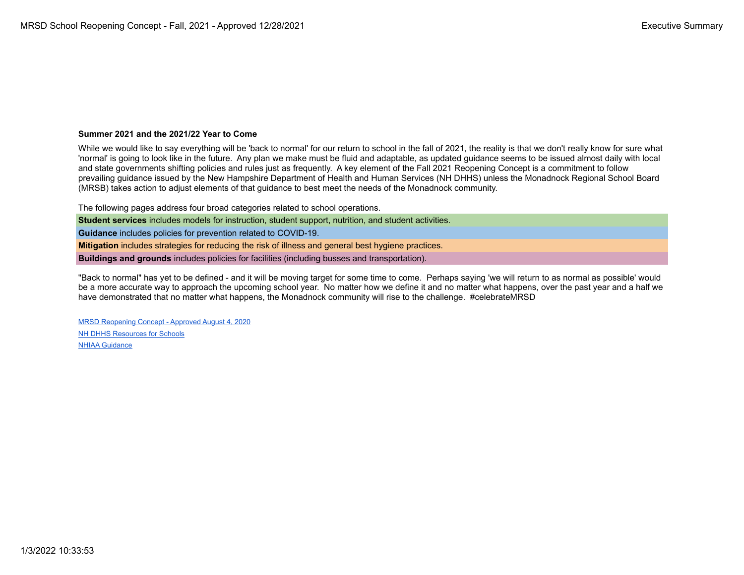### Summer 2021 and the 2021/22 Year to Come

While we would like to say everything will be 'back to normal' for our return to school in the fall of 2021, the reality is that we don't really know for sure what 'normal' is going to look like in the future. Any plan we make must be fluid and adaptable, as updated guidance seems to be issued almost daily with local and state governments shifting policies and rules just as frequently. A key element of the Fall 2021 Reopening Concept is a commitment to follow prevailing guidance issued by the New Hampshire Department of Health and Human Services (NH DHHS) unless the Monadnock Regional School Board (MRSB) takes action to adjust elements of that guidance to best meet the needs of the Monadnock community.

The following pages address four broad categories related to school operations.

**Student services** includes models for instruction, student support, nutrition, and student activities.

**Guidance** includes policies for prevention related to COVID-19.

**Mitigation** includes strategies for reducing the risk of illness and general best hygiene practices.

**Buildings and grounds** includes policies for facilities (including busses and transportation).

"Back to normal" has yet to be defined - and it will be moving target for some time to come. Perhaps saying 'we will return to as normal as possible' would be a more accurate way to approach the upcoming school year. No matter how we define it and no matter what happens, over the past year and a half we have demonstrated that no matter what happens, the Monadnock community will rise to the challenge. #celebrateMRSD

MRSD Reopening Concept - Approved August 4, 2020

NH DHHS Resources for Schools

NHIAA Guidance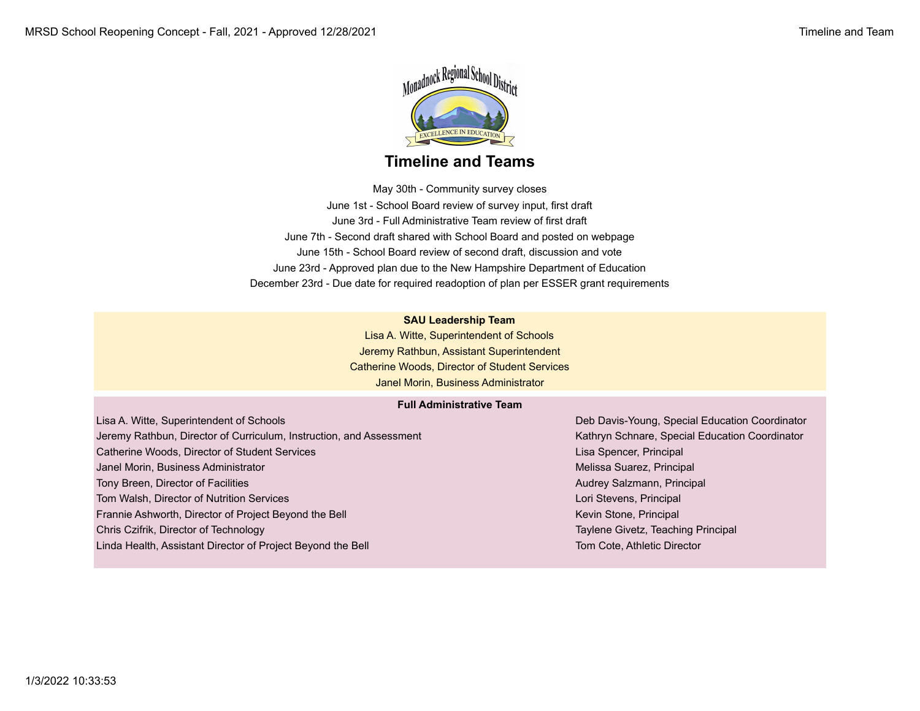# Timeline and Teams

May 30th - Community survey closes

June 1st - School Board review of survey input, first draft

June 3rd - Full Administrative Team review of first draft

June 7th - Second draft shared with School Board and posted on webpage

June 15th - School Board review of second draft, discussion and vote

June 23rd - Approved plan due to the New Hampshire Department of Education

December 23rd - Due date for required readoption of plan per ESSER grant requirements

**SAU Leadership Team**

Lisa A. Witte, Superintendent of Schools

Jeremy Rathbun, Assistant Superintendent

Catherine Woods, Director of Student Services

Janel Morin, Business Administrator

**Full Administrative Team**

Lisa A. Witte, Superintendent of Schools

Jeremy Rathbun, Director of Curriculum, Instruction, and Assessment

Catherine Woods, Director of Student Services

Janel Morin, Business Administrator

Tony Breen, Director of Facilities

Tom Walsh, Director of Nutrition Services

Frannie Ashworth, Director of Project Beyond the Bell

Chris Czifrik, Director of Technology

Linda Health, Assistant Director of Project Beyond the Bell

Deb Davis-Young, Special Education Coordinator

Kathryn Schnare, Special Education Coordinator

Lisa Spencer, Principal

Melissa Suarez, Principal

Audrey Salzmann, Principal

Lori Stevens, Principal

Kevin Stone, Principal

Taylene Givetz, Teaching Principal

Tom Cote, Athletic Director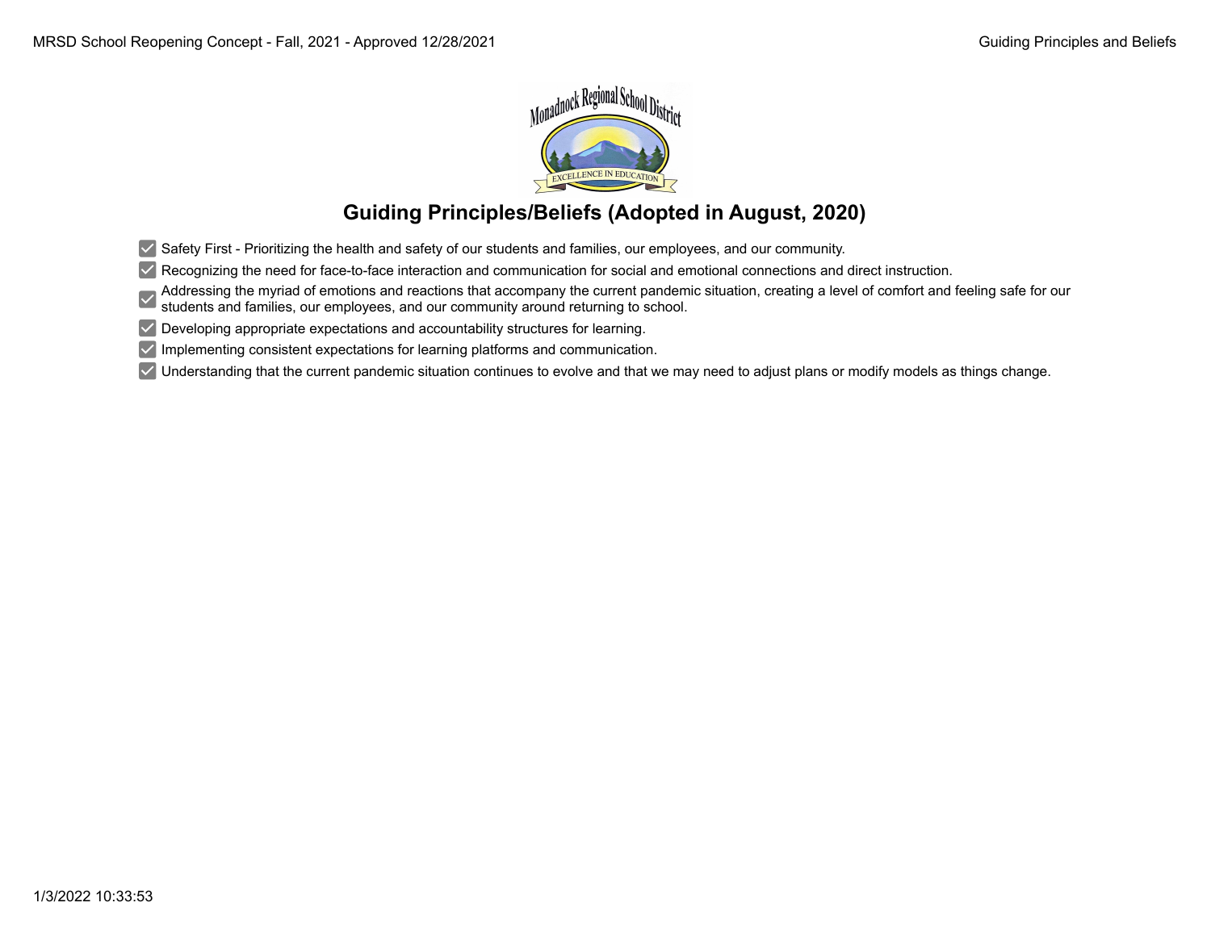# Guiding Principles/Beliefs (Adopted in August, 2020)

- [x] Safety First - Prioritizing the health and safety of our students and families, our employees, and our community.
- [x] Recognizing the need for face-to-face interaction and communication for social and emotional connections and direct instruction.
- [x] Addressing the myriad of emotions and reactions that accompany the current pandemic situation, creating a level of comfort and feeling safe for our students and families, our employees, and our community around returning to school.
- [x] Developing appropriate expectations and accountability structures for learning.
- [x] Implementing consistent expectations for learning platforms and communication.
- [x] Understanding that the current pandemic situation continues to evolve and that we may need to adjust plans or modify models as things change.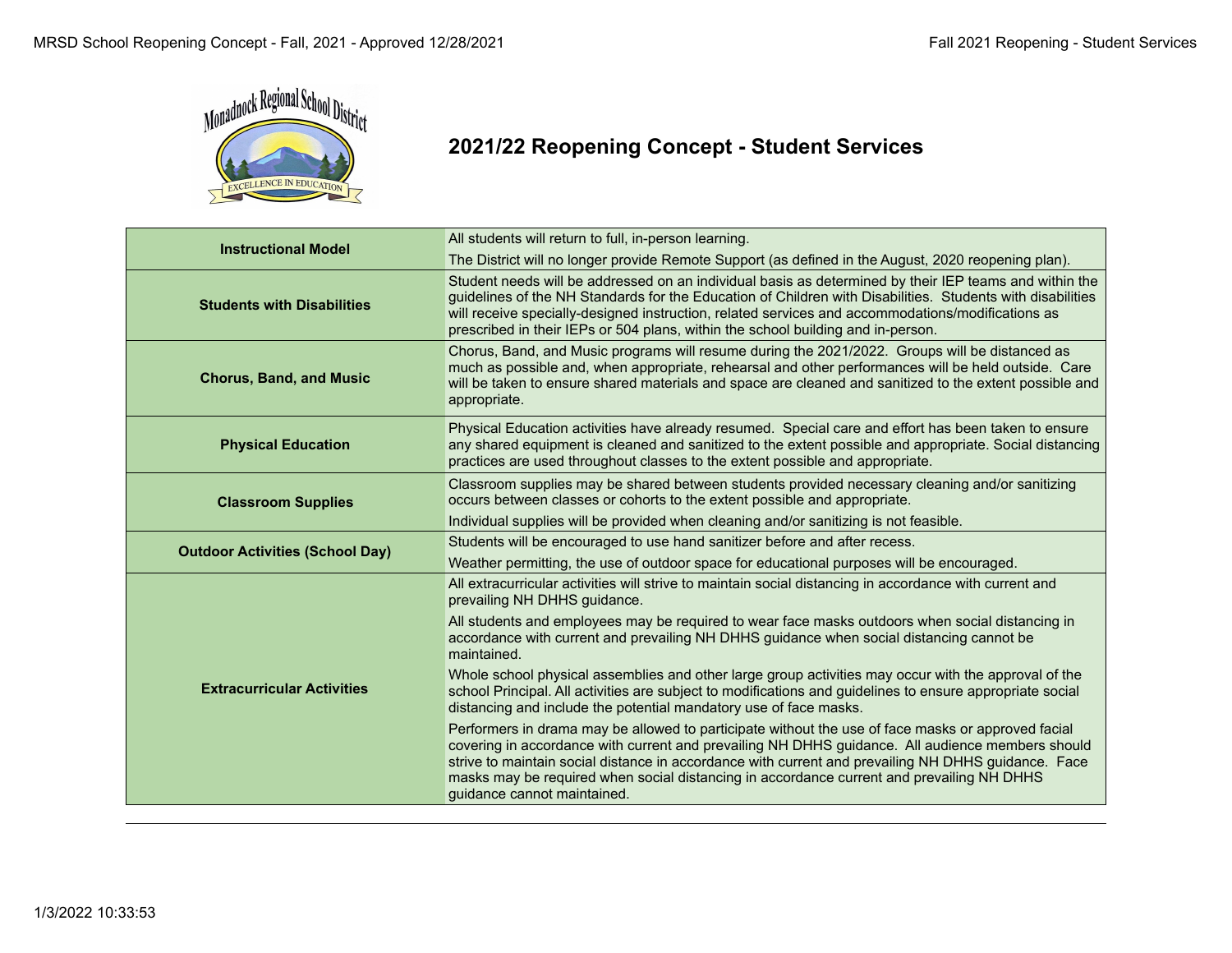# 2021/22 Reopening Concept - Student Services

| | |
|---|---|
| **Instructional Model** | All students will return to full, in-person learning.<br>The District will no longer provide Remote Support (as defined in the August, 2020 reopening plan). |
| **Students with Disabilities** | Student needs will be addressed on an individual basis as determined by their IEP teams and within the guidelines of the NH Standards for the Education of Children with Disabilities. Students with disabilities will receive specially-designed instruction, related services and accommodations/modifications as prescribed in their IEPs or 504 plans, within the school building and in-person. |
| **Chorus, Band, and Music** | Chorus, Band, and Music programs will resume during the 2021/2022. Groups will be distanced as much as possible and, when appropriate, rehearsal and other performances will be held outside. Care will be taken to ensure shared materials and space are cleaned and sanitized to the extent possible and appropriate. |
| **Physical Education** | Physical Education activities have already resumed. Special care and effort has been taken to ensure any shared equipment is cleaned and sanitized to the extent possible and appropriate. Social distancing practices are used throughout classes to the extent possible and appropriate. |
| **Classroom Supplies** | Classroom supplies may be shared between students provided necessary cleaning and/or sanitizing occurs between classes or cohorts to the extent possible and appropriate.<br>Individual supplies will be provided when cleaning and/or sanitizing is not feasible. |
| **Outdoor Activities (School Day)** | Students will be encouraged to use hand sanitizer before and after recess.<br>Weather permitting, the use of outdoor space for educational purposes will be encouraged. |
| **Extracurricular Activities** | All extracurricular activities will strive to maintain social distancing in accordance with current and prevailing NH DHHS guidance.<br>All students and employees may be required to wear face masks outdoors when social distancing in accordance with current and prevailing NH DHHS guidance when social distancing cannot be maintained.<br>Whole school physical assemblies and other large group activities may occur with the approval of the school Principal. All activities are subject to modifications and guidelines to ensure appropriate social distancing and include the potential mandatory use of face masks.<br>Performers in drama may be allowed to participate without the use of face masks or approved facial covering in accordance with current and prevailing NH DHHS guidance. All audience members should strive to maintain social distance in accordance with current and prevailing NH DHHS guidance. Face masks may be required when social distancing in accordance current and prevailing NH DHHS guidance cannot maintained. |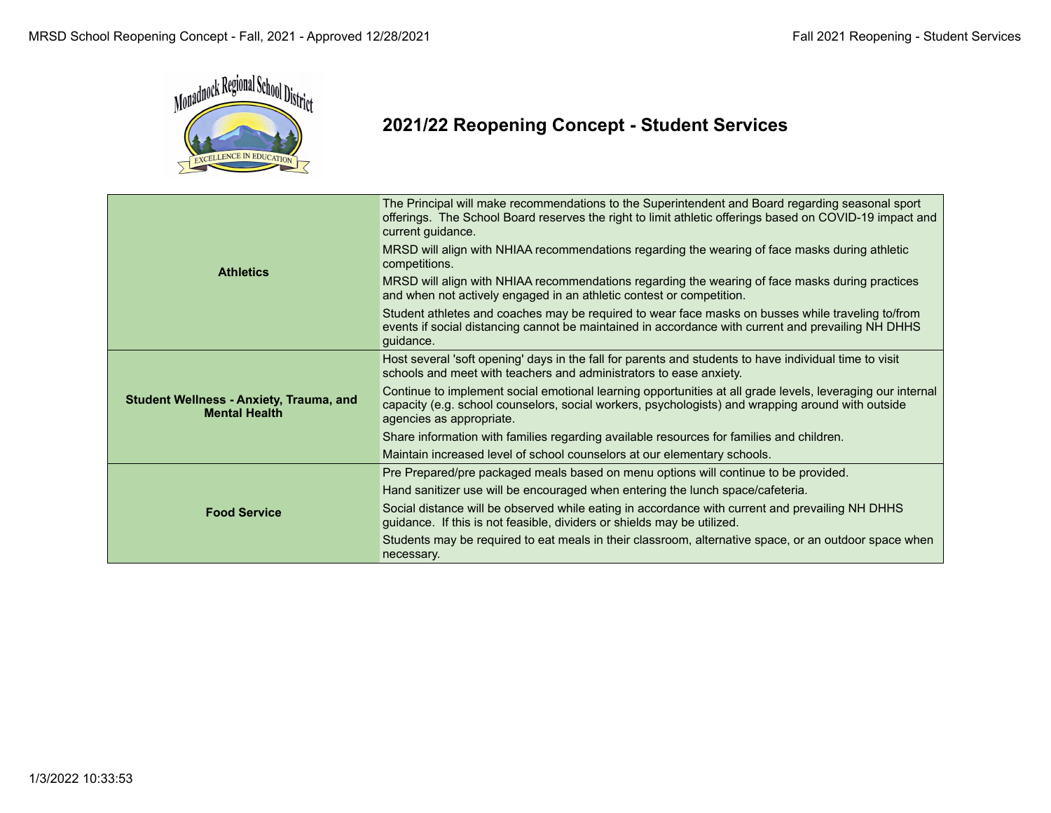## 2021/22 Reopening Concept - Student Services

| | |
|---|---|
| **Athletics** | The Principal will make recommendations to the Superintendent and Board regarding seasonal sport offerings. The School Board reserves the right to limit athletic offerings based on COVID-19 impact and current guidance. |
| | MRSD will align with NHIAA recommendations regarding the wearing of face masks during athletic competitions. |
| | MRSD will align with NHIAA recommendations regarding the wearing of face masks during practices and when not actively engaged in an athletic contest or competition. |
| | Student athletes and coaches may be required to wear face masks on busses while traveling to/from events if social distancing cannot be maintained in accordance with current and prevailing NH DHHS guidance. |
| **Student Wellness - Anxiety, Trauma, and Mental Health** | Host several 'soft opening' days in the fall for parents and students to have individual time to visit schools and meet with teachers and administrators to ease anxiety. |
| | Continue to implement social emotional learning opportunities at all grade levels, leveraging our internal capacity (e.g. school counselors, social workers, psychologists) and wrapping around with outside agencies as appropriate. |
| | Share information with families regarding available resources for families and children. |
| | Maintain increased level of school counselors at our elementary schools. |
| **Food Service** | Pre Prepared/pre packaged meals based on menu options will continue to be provided. |
| | Hand sanitizer use will be encouraged when entering the lunch space/cafeteria. |
| | Social distance will be observed while eating in accordance with current and prevailing NH DHHS guidance. If this is not feasible, dividers or shields may be utilized. |
| | Students may be required to eat meals in their classroom, alternative space, or an outdoor space when necessary. |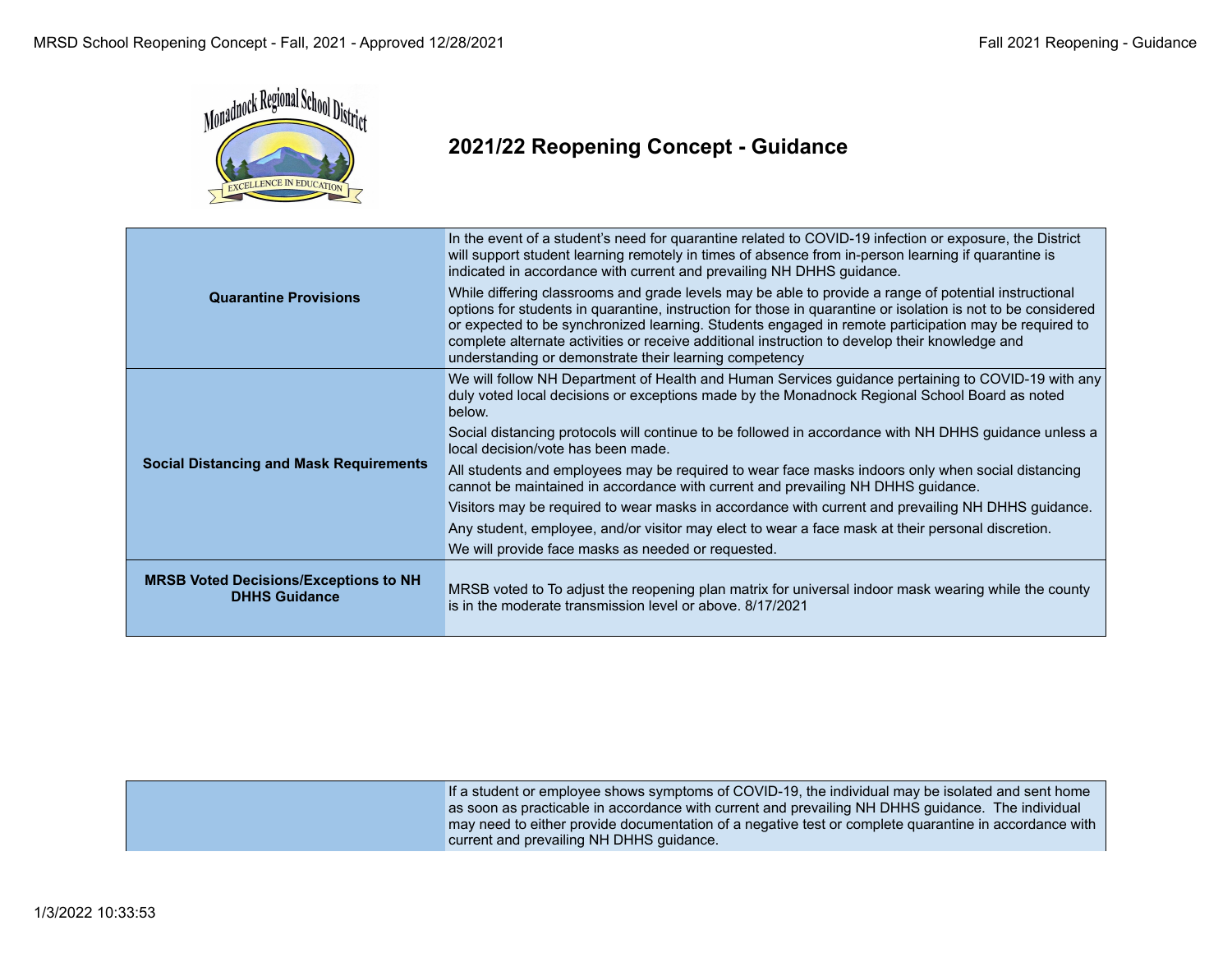## 2021/22 Reopening Concept - Guidance

| | |
|---|---|
| **Quarantine Provisions** | In the event of a student's need for quarantine related to COVID-19 infection or exposure, the District will support student learning remotely in times of absence from in-person learning if quarantine is indicated in accordance with current and prevailing NH DHHS guidance.<br><br>While differing classrooms and grade levels may be able to provide a range of potential instructional options for students in quarantine, instruction for those in quarantine or isolation is not to be considered or expected to be synchronized learning. Students engaged in remote participation may be required to complete alternate activities or receive additional instruction to develop their knowledge and understanding or demonstrate their learning competency |
| **Social Distancing and Mask Requirements** | We will follow NH Department of Health and Human Services guidance pertaining to COVID-19 with any duly voted local decisions or exceptions made by the Monadnock Regional School Board as noted below.<br><br>Social distancing protocols will continue to be followed in accordance with NH DHHS guidance unless a local decision/vote has been made.<br><br>All students and employees may be required to wear face masks indoors only when social distancing cannot be maintained in accordance with current and prevailing NH DHHS guidance.<br><br>Visitors may be required to wear masks in accordance with current and prevailing NH DHHS guidance.<br><br>Any student, employee, and/or visitor may elect to wear a face mask at their personal discretion.<br><br>We will provide face masks as needed or requested. |
| **MRSB Voted Decisions/Exceptions to NH DHHS Guidance** | MRSB voted to To adjust the reopening plan matrix for universal indoor mask wearing while the county is in the moderate transmission level or above. 8/17/2021 |

| | |
|---|---|
| | If a student or employee shows symptoms of COVID-19, the individual may be isolated and sent home as soon as practicable in accordance with current and prevailing NH DHHS guidance. The individual may need to either provide documentation of a negative test or complete quarantine in accordance with current and prevailing NH DHHS guidance. |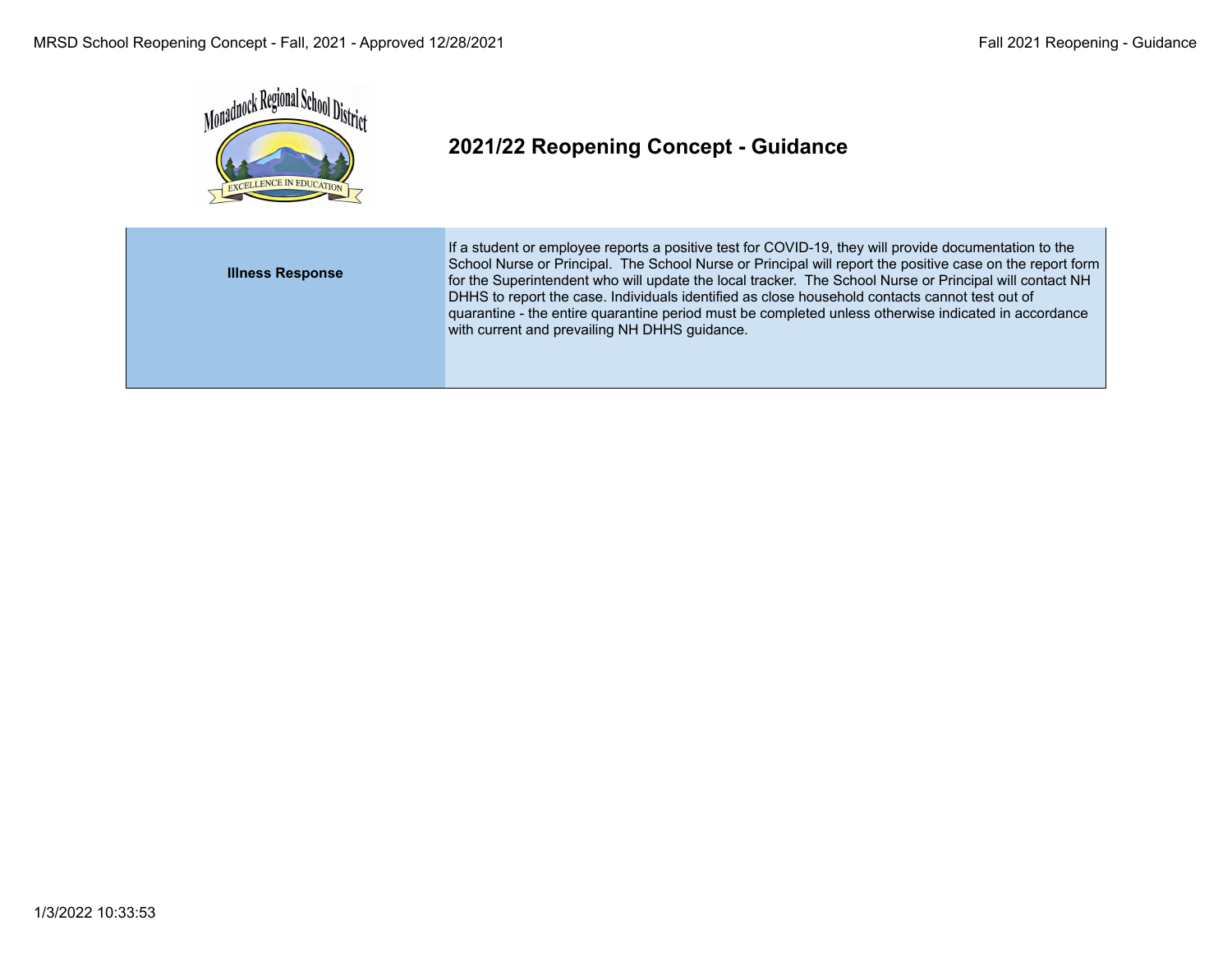## 2021/22 Reopening Concept - Guidance

| | |
|---|---|
| **Illness Response** | If a student or employee reports a positive test for COVID-19, they will provide documentation to the School Nurse or Principal. The School Nurse or Principal will report the positive case on the report form for the Superintendent who will update the local tracker. The School Nurse or Principal will contact NH DHHS to report the case. Individuals identified as close household contacts cannot test out of quarantine - the entire quarantine period must be completed unless otherwise indicated in accordance with current and prevailing NH DHHS guidance. |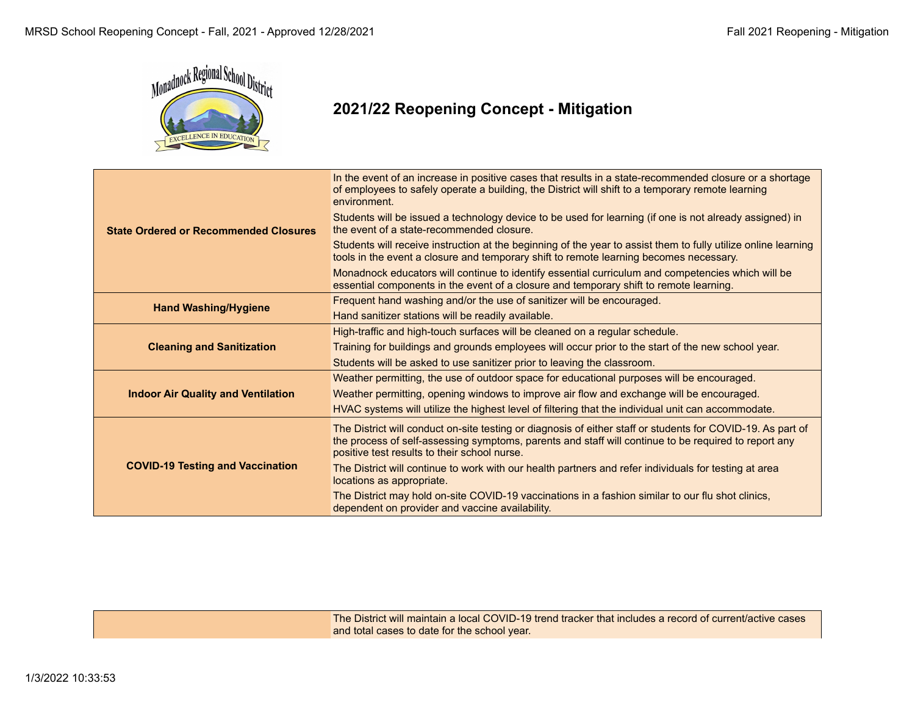## 2021/22 Reopening Concept - Mitigation

| | |
|---|---|
| **State Ordered or Recommended Closures** | In the event of an increase in positive cases that results in a state-recommended closure or a shortage of employees to safely operate a building, the District will shift to a temporary remote learning environment. |
| | Students will be issued a technology device to be used for learning (if one is not already assigned) in the event of a state-recommended closure. |
| | Students will receive instruction at the beginning of the year to assist them to fully utilize online learning tools in the event a closure and temporary shift to remote learning becomes necessary. |
| | Monadnock educators will continue to identify essential curriculum and competencies which will be essential components in the event of a closure and temporary shift to remote learning. |
| **Hand Washing/Hygiene** | Frequent hand washing and/or the use of sanitizer will be encouraged. |
| | Hand sanitizer stations will be readily available. |
| **Cleaning and Sanitization** | High-traffic and high-touch surfaces will be cleaned on a regular schedule. |
| | Training for buildings and grounds employees will occur prior to the start of the new school year. |
| | Students will be asked to use sanitizer prior to leaving the classroom. |
| **Indoor Air Quality and Ventilation** | Weather permitting, the use of outdoor space for educational purposes will be encouraged. |
| | Weather permitting, opening windows to improve air flow and exchange will be encouraged. |
| | HVAC systems will utilize the highest level of filtering that the individual unit can accommodate. |
| **COVID-19 Testing and Vaccination** | The District will conduct on-site testing or diagnosis of either staff or students for COVID-19. As part of the process of self-assessing symptoms, parents and staff will continue to be required to report any positive test results to their school nurse. |
| | The District will continue to work with our health partners and refer individuals for testing at area locations as appropriate. |
| | The District may hold on-site COVID-19 vaccinations in a fashion similar to our flu shot clinics, dependent on provider and vaccine availability. |
| | The District will maintain a local COVID-19 trend tracker that includes a record of current/active cases and total cases to date for the school year. |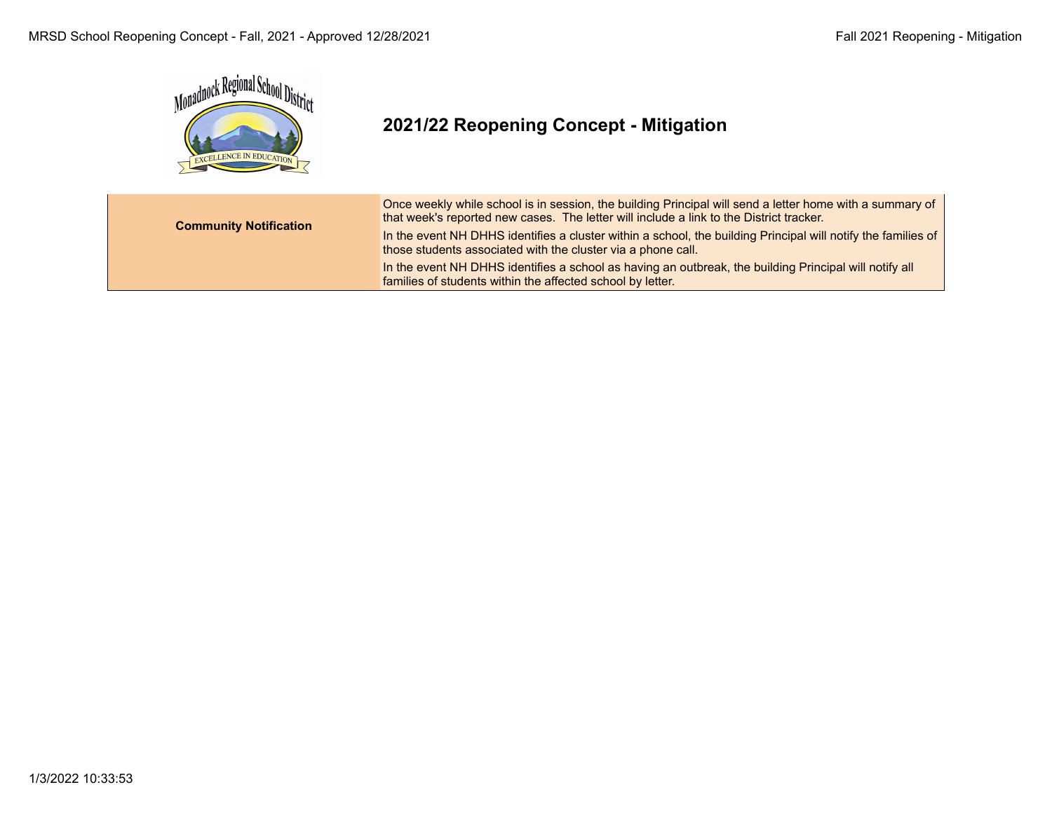## 2021/22 Reopening Concept - Mitigation

| | |
|---|---|
| **Community Notification** | Once weekly while school is in session, the building Principal will send a letter home with a summary of that week's reported new cases. The letter will include a link to the District tracker.<br>In the event NH DHHS identifies a cluster within a school, the building Principal will notify the families of those students associated with the cluster via a phone call.<br>In the event NH DHHS identifies a school as having an outbreak, the building Principal will notify all families of students within the affected school by letter. |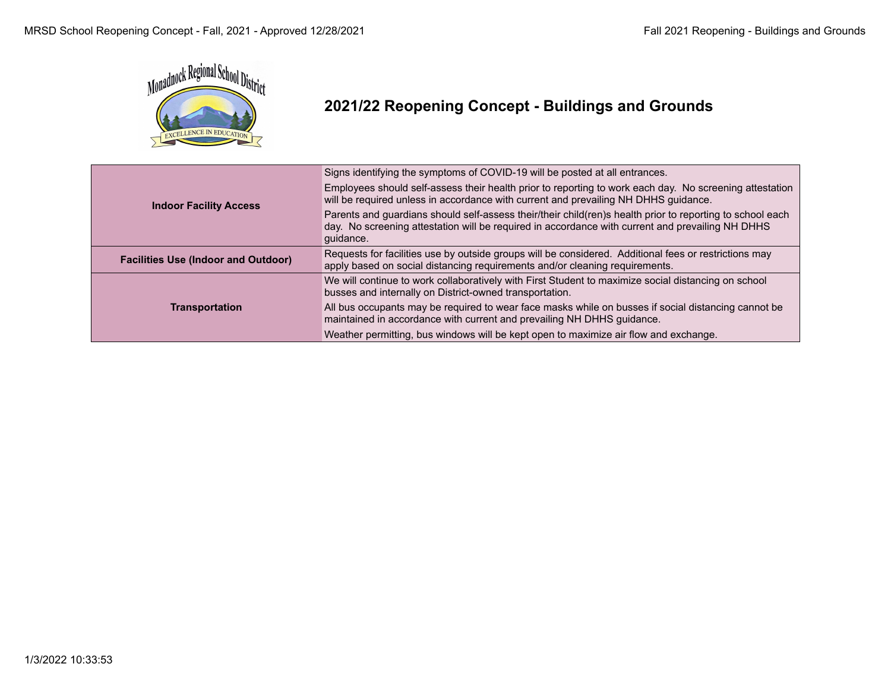## 2021/22 Reopening Concept - Buildings and Grounds

| | |
|---|---|
| **Indoor Facility Access** | Signs identifying the symptoms of COVID-19 will be posted at all entrances.<br>Employees should self-assess their health prior to reporting to work each day. No screening attestation will be required unless in accordance with current and prevailing NH DHHS guidance.<br>Parents and guardians should self-assess their/their child(ren)s health prior to reporting to school each day. No screening attestation will be required in accordance with current and prevailing NH DHHS guidance. |
| **Facilities Use (Indoor and Outdoor)** | Requests for facilities use by outside groups will be considered. Additional fees or restrictions may apply based on social distancing requirements and/or cleaning requirements. |
| **Transportation** | We will continue to work collaboratively with First Student to maximize social distancing on school busses and internally on District-owned transportation.<br>All bus occupants may be required to wear face masks while on busses if social distancing cannot be maintained in accordance with current and prevailing NH DHHS guidance.<br>Weather permitting, bus windows will be kept open to maximize air flow and exchange. |